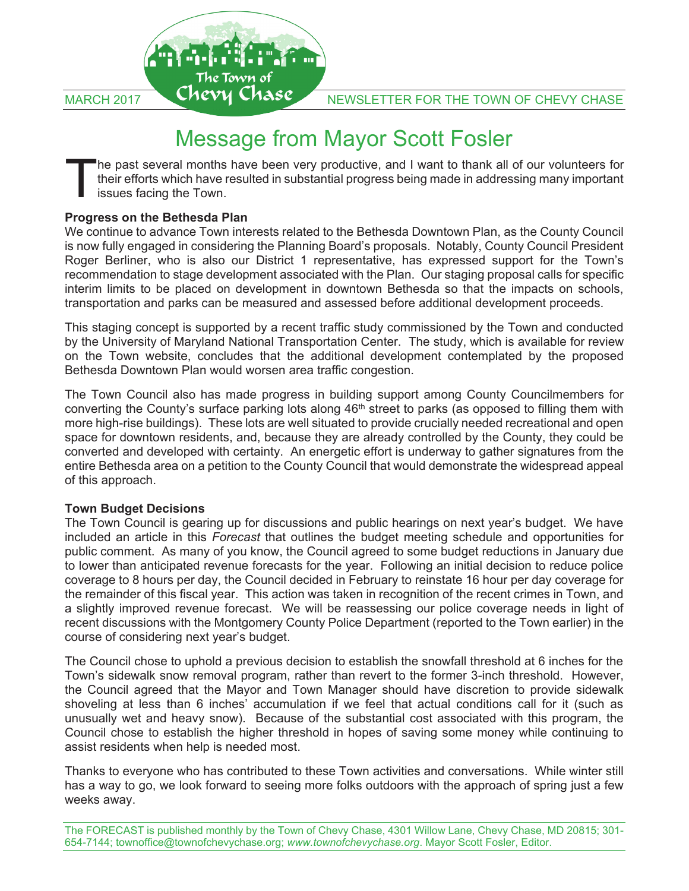MARCH 2017 — The Town of Chevy Chase — NEWSLETTER FOR THE TOWN OF CHEVY CHASE

# Message from Mayor Scott Fosler

The past several months have been very productive, and I want to thank all of our volunteers for their efforts which have resulted in substantial progress being made in addressing many important issues facing the Town.

**Progress on the Bethesda Plan**

We continue to advance Town interests related to the Bethesda Downtown Plan, as the County Council is now fully engaged in considering the Planning Board's proposals. Notably, County Council President Roger Berliner, who is also our District 1 representative, has expressed support for the Town's recommendation to stage development associated with the Plan. Our staging proposal calls for specific interim limits to be placed on development in downtown Bethesda so that the impacts on schools, transportation and parks can be measured and assessed before additional development proceeds.

This staging concept is supported by a recent traffic study commissioned by the Town and conducted by the University of Maryland National Transportation Center. The study, which is available for review on the Town website, concludes that the additional development contemplated by the proposed Bethesda Downtown Plan would worsen area traffic congestion.

The Town Council also has made progress in building support among County Councilmembers for converting the County's surface parking lots along 46th street to parks (as opposed to filling them with more high-rise buildings). These lots are well situated to provide crucially needed recreational and open space for downtown residents, and, because they are already controlled by the County, they could be converted and developed with certainty. An energetic effort is underway to gather signatures from the entire Bethesda area on a petition to the County Council that would demonstrate the widespread appeal of this approach.

**Town Budget Decisions**

The Town Council is gearing up for discussions and public hearings on next year's budget. We have included an article in this *Forecast* that outlines the budget meeting schedule and opportunities for public comment. As many of you know, the Council agreed to some budget reductions in January due to lower than anticipated revenue forecasts for the year. Following an initial decision to reduce police coverage to 8 hours per day, the Council decided in February to reinstate 16 hour per day coverage for the remainder of this fiscal year. This action was taken in recognition of the recent crimes in Town, and a slightly improved revenue forecast. We will be reassessing our police coverage needs in light of recent discussions with the Montgomery County Police Department (reported to the Town earlier) in the course of considering next year's budget.

The Council chose to uphold a previous decision to establish the snowfall threshold at 6 inches for the Town's sidewalk snow removal program, rather than revert to the former 3-inch threshold. However, the Council agreed that the Mayor and Town Manager should have discretion to provide sidewalk shoveling at less than 6 inches' accumulation if we feel that actual conditions call for it (such as unusually wet and heavy snow). Because of the substantial cost associated with this program, the Council chose to establish the higher threshold in hopes of saving some money while continuing to assist residents when help is needed most.

Thanks to everyone who has contributed to these Town activities and conversations. While winter still has a way to go, we look forward to seeing more folks outdoors with the approach of spring just a few weeks away.

The FORECAST is published monthly by the Town of Chevy Chase, 4301 Willow Lane, Chevy Chase, MD 20815; 301-654-7144; townoffice@townofchevychase.org; *www.townofchevychase.org*. Mayor Scott Fosler, Editor.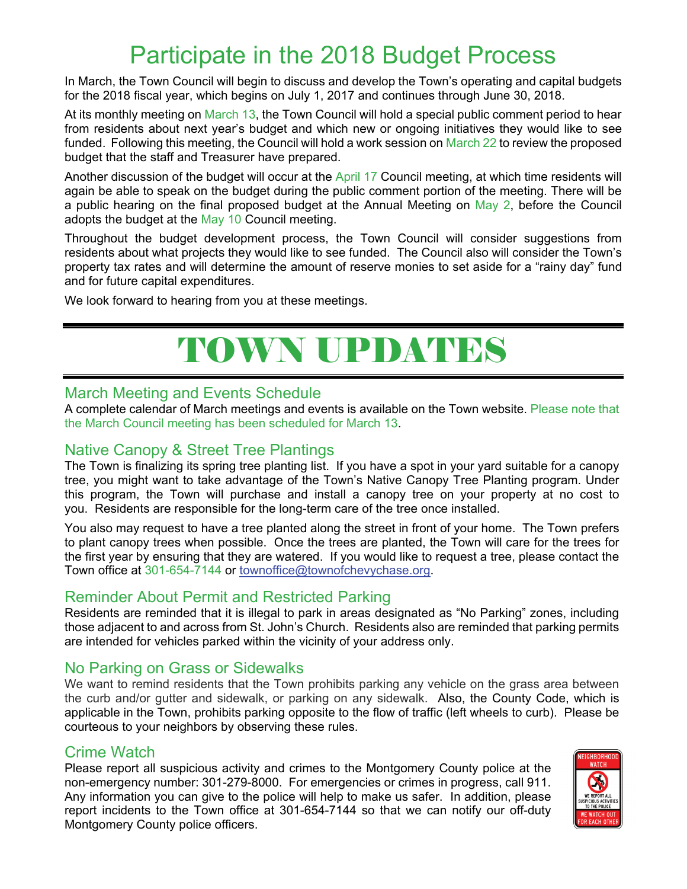# Participate in the 2018 Budget Process

In March, the Town Council will begin to discuss and develop the Town's operating and capital budgets for the 2018 fiscal year, which begins on July 1, 2017 and continues through June 30, 2018.

At its monthly meeting on March 13, the Town Council will hold a special public comment period to hear from residents about next year's budget and which new or ongoing initiatives they would like to see funded. Following this meeting, the Council will hold a work session on March 22 to review the proposed budget that the staff and Treasurer have prepared.

Another discussion of the budget will occur at the April 17 Council meeting, at which time residents will again be able to speak on the budget during the public comment portion of the meeting. There will be a public hearing on the final proposed budget at the Annual Meeting on May 2, before the Council adopts the budget at the May 10 Council meeting.

Throughout the budget development process, the Town Council will consider suggestions from residents about what projects they would like to see funded. The Council also will consider the Town's property tax rates and will determine the amount of reserve monies to set aside for a "rainy day" fund and for future capital expenditures.

We look forward to hearing from you at these meetings.

# TOWN UPDATES

## March Meeting and Events Schedule

A complete calendar of March meetings and events is available on the Town website. Please note that the March Council meeting has been scheduled for March 13.

## Native Canopy & Street Tree Plantings

The Town is finalizing its spring tree planting list. If you have a spot in your yard suitable for a canopy tree, you might want to take advantage of the Town's Native Canopy Tree Planting program. Under this program, the Town will purchase and install a canopy tree on your property at no cost to you. Residents are responsible for the long-term care of the tree once installed.

You also may request to have a tree planted along the street in front of your home. The Town prefers to plant canopy trees when possible. Once the trees are planted, the Town will care for the trees for the first year by ensuring that they are watered. If you would like to request a tree, please contact the Town office at 301-654-7144 or townoffice@townofchevychase.org.

## Reminder About Permit and Restricted Parking

Residents are reminded that it is illegal to park in areas designated as "No Parking" zones, including those adjacent to and across from St. John's Church. Residents also are reminded that parking permits are intended for vehicles parked within the vicinity of your address only.

## No Parking on Grass or Sidewalks

We want to remind residents that the Town prohibits parking any vehicle on the grass area between the curb and/or gutter and sidewalk, or parking on any sidewalk. Also, the County Code, which is applicable in the Town, prohibits parking opposite to the flow of traffic (left wheels to curb). Please be courteous to your neighbors by observing these rules.

## Crime Watch

Please report all suspicious activity and crimes to the Montgomery County police at the non-emergency number: 301-279-8000. For emergencies or crimes in progress, call 911. Any information you can give to the police will help to make us safer. In addition, please report incidents to the Town office at 301-654-7144 so that we can notify our off-duty Montgomery County police officers.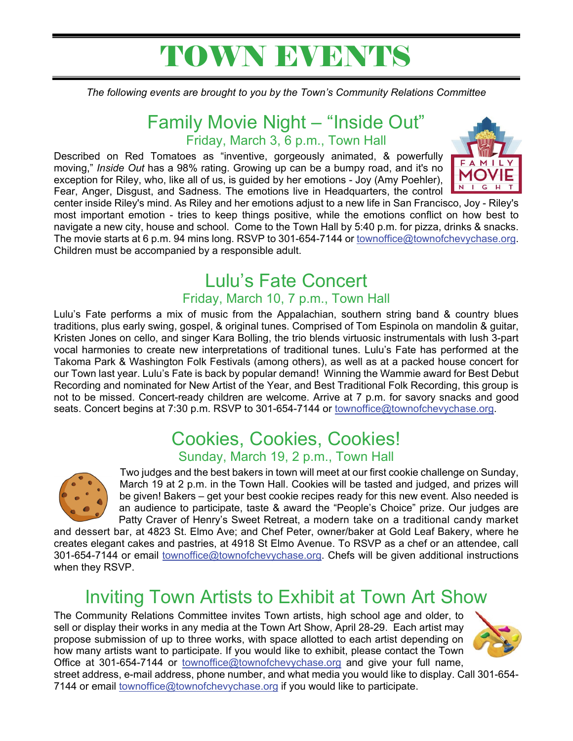# TOWN EVENTS

*The following events are brought to you by the Town's Community Relations Committee*

## Family Movie Night – "Inside Out"

### Friday, March 3, 6 p.m., Town Hall

Described on Red Tomatoes as "inventive, gorgeously animated, & powerfully moving," *Inside Out* has a 98% rating. Growing up can be a bumpy road, and it's no exception for Riley, who, like all of us, is guided by her emotions - Joy (Amy Poehler), Fear, Anger, Disgust, and Sadness. The emotions live in Headquarters, the control center inside Riley's mind. As Riley and her emotions adjust to a new life in San Francisco, Joy - Riley's most important emotion - tries to keep things positive, while the emotions conflict on how best to navigate a new city, house and school. Come to the Town Hall by 5:40 p.m. for pizza, drinks & snacks. The movie starts at 6 p.m. 94 mins long. RSVP to 301-654-7144 or townoffice@townofchevychase.org. Children must be accompanied by a responsible adult.

## Lulu's Fate Concert

### Friday, March 10, 7 p.m., Town Hall

Lulu's Fate performs a mix of music from the Appalachian, southern string band & country blues traditions, plus early swing, gospel, & original tunes. Comprised of Tom Espinola on mandolin & guitar, Kristen Jones on cello, and singer Kara Bolling, the trio blends virtuosic instrumentals with lush 3-part vocal harmonies to create new interpretations of traditional tunes. Lulu's Fate has performed at the Takoma Park & Washington Folk Festivals (among others), as well as at a packed house concert for our Town last year. Lulu's Fate is back by popular demand! Winning the Wammie award for Best Debut Recording and nominated for New Artist of the Year, and Best Traditional Folk Recording, this group is not to be missed. Concert-ready children are welcome. Arrive at 7 p.m. for savory snacks and good seats. Concert begins at 7:30 p.m. RSVP to 301-654-7144 or townoffice@townofchevychase.org.

## Cookies, Cookies, Cookies!

### Sunday, March 19, 2 p.m., Town Hall

Two judges and the best bakers in town will meet at our first cookie challenge on Sunday, March 19 at 2 p.m. in the Town Hall. Cookies will be tasted and judged, and prizes will be given! Bakers – get your best cookie recipes ready for this new event. Also needed is an audience to participate, taste & award the "People's Choice" prize. Our judges are Patty Craver of Henry's Sweet Retreat, a modern take on a traditional candy market and dessert bar, at 4823 St. Elmo Ave; and Chef Peter, owner/baker at Gold Leaf Bakery, where he creates elegant cakes and pastries, at 4918 St Elmo Avenue. To RSVP as a chef or an attendee, call 301-654-7144 or email townoffice@townofchevychase.org. Chefs will be given additional instructions when they RSVP.

## Inviting Town Artists to Exhibit at Town Art Show

The Community Relations Committee invites Town artists, high school age and older, to sell or display their works in any media at the Town Art Show, April 28-29. Each artist may propose submission of up to three works, with space allotted to each artist depending on how many artists want to participate. If you would like to exhibit, please contact the Town Office at 301-654-7144 or townoffice@townofchevychase.org and give your full name, street address, e-mail address, phone number, and what media you would like to display. Call 301-654-7144 or email townoffice@townofchevychase.org if you would like to participate.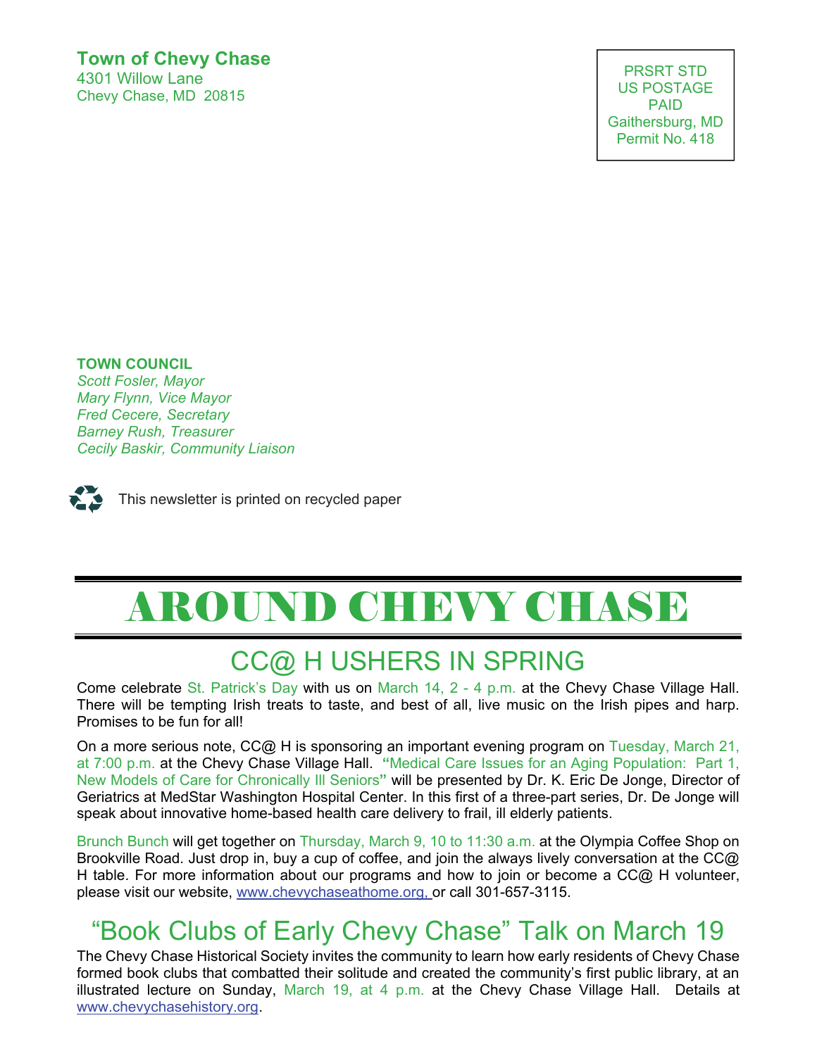**Town of Chevy Chase**
4301 Willow Lane
Chevy Chase, MD 20815

PRSRT STD
US POSTAGE
PAID
Gaithersburg, MD
Permit No. 418

**TOWN COUNCIL**
*Scott Fosler, Mayor*
*Mary Flynn, Vice Mayor*
*Fred Cecere, Secretary*
*Barney Rush, Treasurer*
*Cecily Baskir, Community Liaison*

This newsletter is printed on recycled paper

# AROUND CHEVY CHASE

## CC@ H USHERS IN SPRING

Come celebrate St. Patrick's Day with us on March 14, 2 - 4 p.m. at the Chevy Chase Village Hall. There will be tempting Irish treats to taste, and best of all, live music on the Irish pipes and harp. Promises to be fun for all!

On a more serious note, CC@ H is sponsoring an important evening program on Tuesday, March 21, at 7:00 p.m. at the Chevy Chase Village Hall. **"**Medical Care Issues for an Aging Population: Part 1, New Models of Care for Chronically Ill Seniors**"** will be presented by Dr. K. Eric De Jonge, Director of Geriatrics at MedStar Washington Hospital Center. In this first of a three-part series, Dr. De Jonge will speak about innovative home-based health care delivery to frail, ill elderly patients.

Brunch Bunch will get together on Thursday, March 9, 10 to 11:30 a.m. at the Olympia Coffee Shop on Brookville Road. Just drop in, buy a cup of coffee, and join the always lively conversation at the CC@ H table. For more information about our programs and how to join or become a CC@ H volunteer, please visit our website, www.chevychaseathome.org, or call 301-657-3115.

## "Book Clubs of Early Chevy Chase" Talk on March 19

The Chevy Chase Historical Society invites the community to learn how early residents of Chevy Chase formed book clubs that combatted their solitude and created the community's first public library, at an illustrated lecture on Sunday, March 19, at 4 p.m. at the Chevy Chase Village Hall. Details at www.chevychasehistory.org.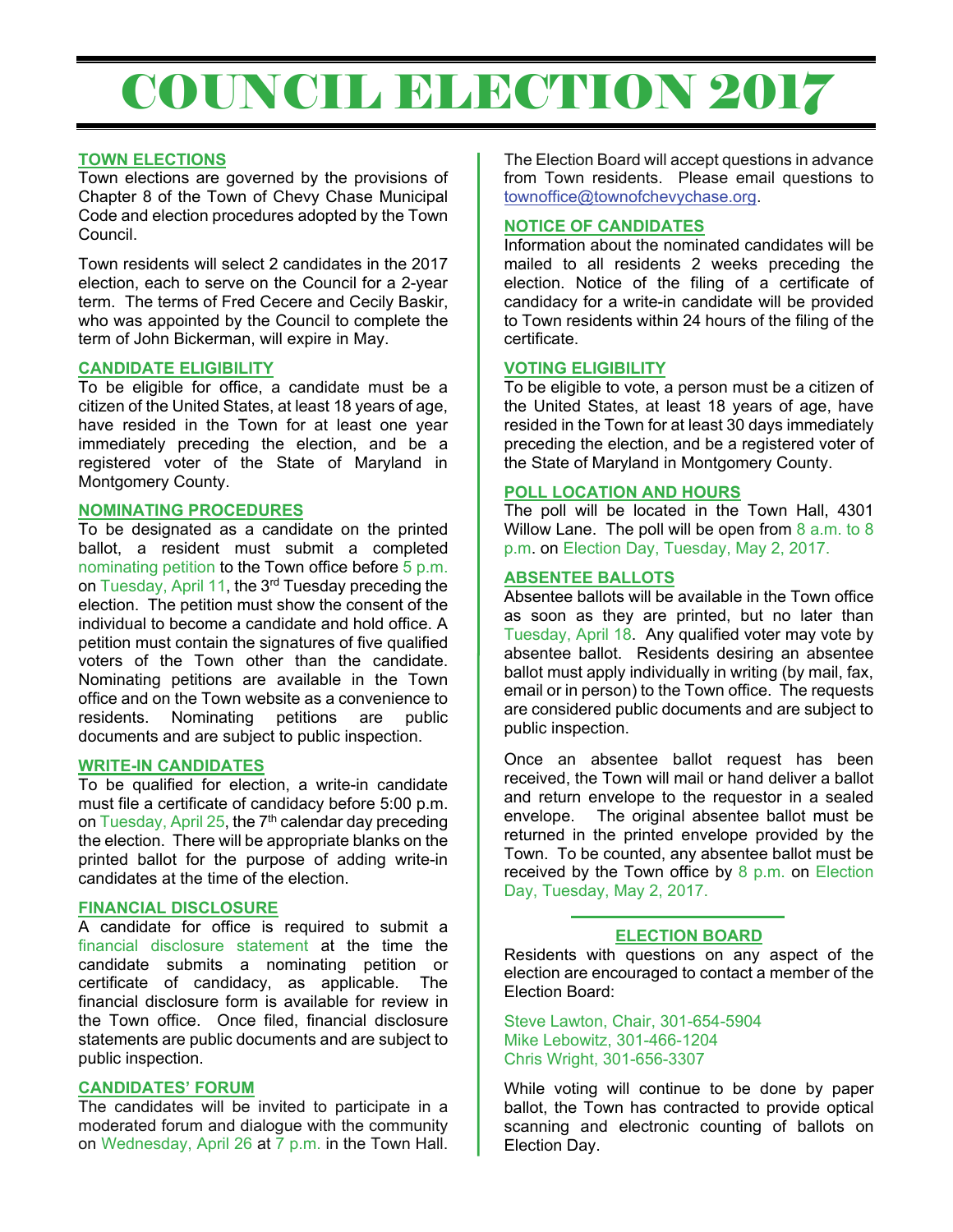# COUNCIL ELECTION 2017

## TOWN ELECTIONS

Town elections are governed by the provisions of Chapter 8 of the Town of Chevy Chase Municipal Code and election procedures adopted by the Town Council.

Town residents will select 2 candidates in the 2017 election, each to serve on the Council for a 2-year term. The terms of Fred Cecere and Cecily Baskir, who was appointed by the Council to complete the term of John Bickerman, will expire in May.

## CANDIDATE ELIGIBILITY

To be eligible for office, a candidate must be a citizen of the United States, at least 18 years of age, have resided in the Town for at least one year immediately preceding the election, and be a registered voter of the State of Maryland in Montgomery County.

## NOMINATING PROCEDURES

To be designated as a candidate on the printed ballot, a resident must submit a completed nominating petition to the Town office before 5 p.m. on Tuesday, April 11, the 3rd Tuesday preceding the election. The petition must show the consent of the individual to become a candidate and hold office. A petition must contain the signatures of five qualified voters of the Town other than the candidate. Nominating petitions are available in the Town office and on the Town website as a convenience to residents. Nominating petitions are public documents and are subject to public inspection.

## WRITE-IN CANDIDATES

To be qualified for election, a write-in candidate must file a certificate of candidacy before 5:00 p.m. on Tuesday, April 25, the 7th calendar day preceding the election. There will be appropriate blanks on the printed ballot for the purpose of adding write-in candidates at the time of the election.

## FINANCIAL DISCLOSURE

A candidate for office is required to submit a financial disclosure statement at the time the candidate submits a nominating petition or certificate of candidacy, as applicable. The financial disclosure form is available for review in the Town office. Once filed, financial disclosure statements are public documents and are subject to public inspection.

## CANDIDATES' FORUM

The candidates will be invited to participate in a moderated forum and dialogue with the community on Wednesday, April 26 at 7 p.m. in the Town Hall.

The Election Board will accept questions in advance from Town residents. Please email questions to townoffice@townofchevychase.org.

## NOTICE OF CANDIDATES

Information about the nominated candidates will be mailed to all residents 2 weeks preceding the election. Notice of the filing of a certificate of candidacy for a write-in candidate will be provided to Town residents within 24 hours of the filing of the certificate.

## VOTING ELIGIBILITY

To be eligible to vote, a person must be a citizen of the United States, at least 18 years of age, have resided in the Town for at least 30 days immediately preceding the election, and be a registered voter of the State of Maryland in Montgomery County.

## POLL LOCATION AND HOURS

The poll will be located in the Town Hall, 4301 Willow Lane. The poll will be open from 8 a.m. to 8 p.m. on Election Day, Tuesday, May 2, 2017.

## ABSENTEE BALLOTS

Absentee ballots will be available in the Town office as soon as they are printed, but no later than Tuesday, April 18. Any qualified voter may vote by absentee ballot. Residents desiring an absentee ballot must apply individually in writing (by mail, fax, email or in person) to the Town office. The requests are considered public documents and are subject to public inspection.

Once an absentee ballot request has been received, the Town will mail or hand deliver a ballot and return envelope to the requestor in a sealed envelope. The original absentee ballot must be returned in the printed envelope provided by the Town. To be counted, any absentee ballot must be received by the Town office by 8 p.m. on Election Day, Tuesday, May 2, 2017.

## ELECTION BOARD

Residents with questions on any aspect of the election are encouraged to contact a member of the Election Board:

Steve Lawton, Chair, 301-654-5904
Mike Lebowitz, 301-466-1204
Chris Wright, 301-656-3307

While voting will continue to be done by paper ballot, the Town has contracted to provide optical scanning and electronic counting of ballots on Election Day.